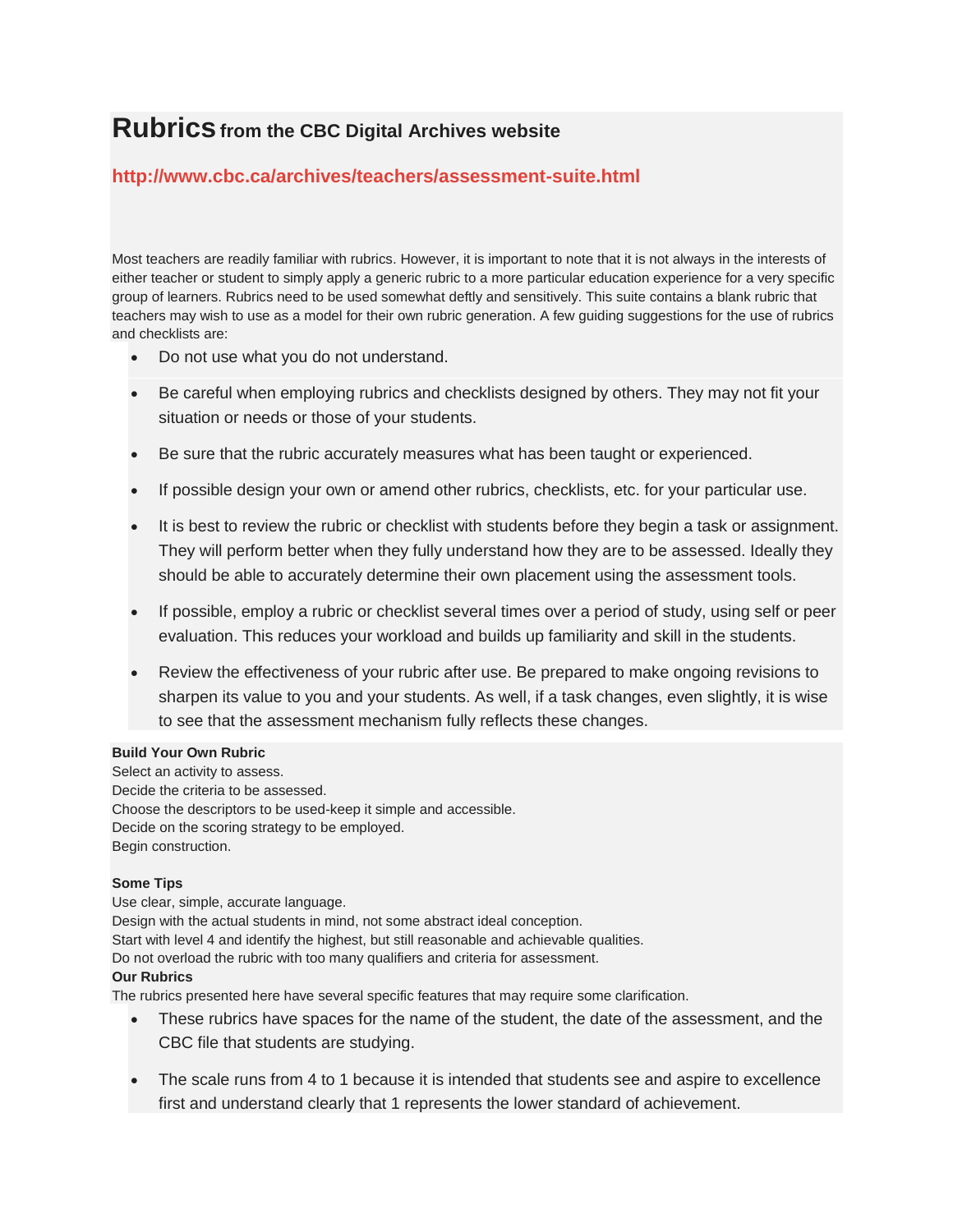# Rubrics from the CBC Digital Archives website

**http://www.cbc.ca/archives/teachers/assessment-suite.html**

Most teachers are readily familiar with rubrics. However, it is important to note that it is not always in the interests of either teacher or student to simply apply a generic rubric to a more particular education experience for a very specific group of learners. Rubrics need to be used somewhat deftly and sensitively. This suite contains a blank rubric that teachers may wish to use as a model for their own rubric generation. A few guiding suggestions for the use of rubrics and checklists are:

- Do not use what you do not understand.
- Be careful when employing rubrics and checklists designed by others. They may not fit your situation or needs or those of your students.
- Be sure that the rubric accurately measures what has been taught or experienced.
- If possible design your own or amend other rubrics, checklists, etc. for your particular use.
- It is best to review the rubric or checklist with students before they begin a task or assignment. They will perform better when they fully understand how they are to be assessed. Ideally they should be able to accurately determine their own placement using the assessment tools.
- If possible, employ a rubric or checklist several times over a period of study, using self or peer evaluation. This reduces your workload and builds up familiarity and skill in the students.
- Review the effectiveness of your rubric after use. Be prepared to make ongoing revisions to sharpen its value to you and your students. As well, if a task changes, even slightly, it is wise to see that the assessment mechanism fully reflects these changes.

**Build Your Own Rubric**

Select an activity to assess.
Decide the criteria to be assessed.
Choose the descriptors to be used-keep it simple and accessible.
Decide on the scoring strategy to be employed.
Begin construction.

**Some Tips**

Use clear, simple, accurate language.
Design with the actual students in mind, not some abstract ideal conception.
Start with level 4 and identify the highest, but still reasonable and achievable qualities.
Do not overload the rubric with too many qualifiers and criteria for assessment.

**Our Rubrics**

The rubrics presented here have several specific features that may require some clarification.

- These rubrics have spaces for the name of the student, the date of the assessment, and the CBC file that students are studying.
- The scale runs from 4 to 1 because it is intended that students see and aspire to excellence first and understand clearly that 1 represents the lower standard of achievement.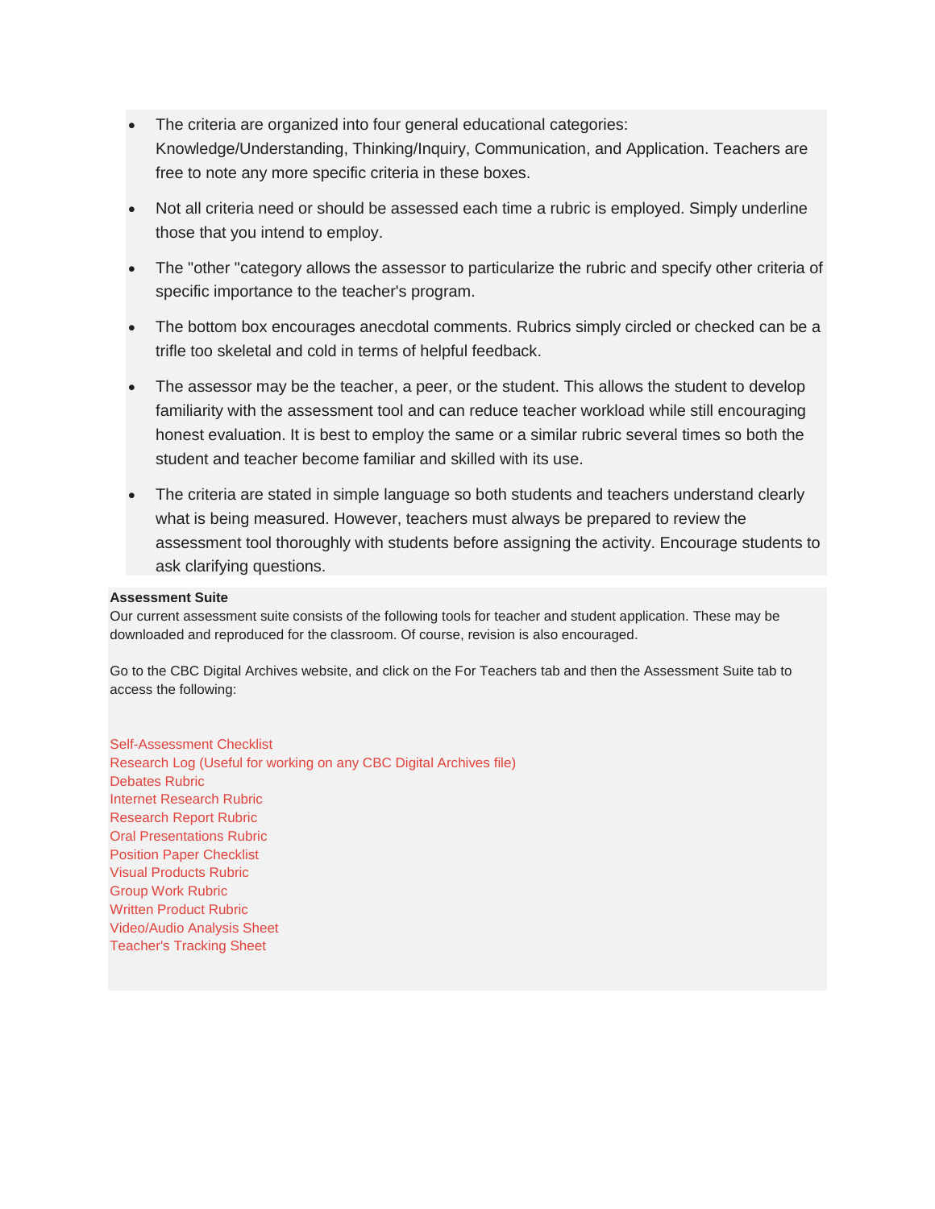- The criteria are organized into four general educational categories: Knowledge/Understanding, Thinking/Inquiry, Communication, and Application. Teachers are free to note any more specific criteria in these boxes.
- Not all criteria need or should be assessed each time a rubric is employed. Simply underline those that you intend to employ.
- The "other "category allows the assessor to particularize the rubric and specify other criteria of specific importance to the teacher's program.
- The bottom box encourages anecdotal comments. Rubrics simply circled or checked can be a trifle too skeletal and cold in terms of helpful feedback.
- The assessor may be the teacher, a peer, or the student. This allows the student to develop familiarity with the assessment tool and can reduce teacher workload while still encouraging honest evaluation. It is best to employ the same or a similar rubric several times so both the student and teacher become familiar and skilled with its use.
- The criteria are stated in simple language so both students and teachers understand clearly what is being measured. However, teachers must always be prepared to review the assessment tool thoroughly with students before assigning the activity. Encourage students to ask clarifying questions.

**Assessment Suite**

Our current assessment suite consists of the following tools for teacher and student application. These may be downloaded and reproduced for the classroom. Of course, revision is also encouraged.

Go to the CBC Digital Archives website, and click on the For Teachers tab and then the Assessment Suite tab to access the following:

Self-Assessment Checklist
Research Log (Useful for working on any CBC Digital Archives file)
Debates Rubric
Internet Research Rubric
Research Report Rubric
Oral Presentations Rubric
Position Paper Checklist
Visual Products Rubric
Group Work Rubric
Written Product Rubric
Video/Audio Analysis Sheet
Teacher's Tracking Sheet